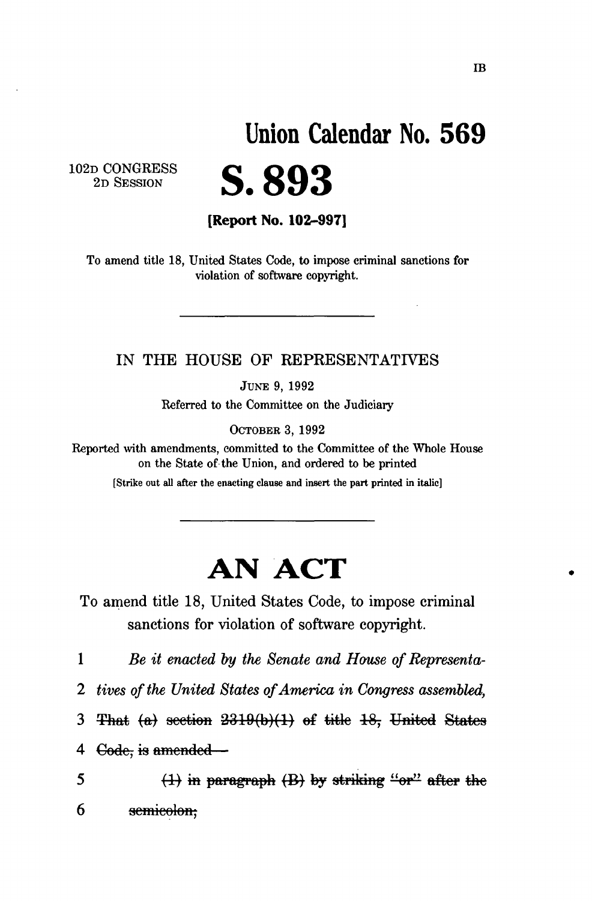IB

# Union Calendar No. 569

102D CONGRESS
2D SESSION

# S. 893

**[Report No. 102–997]**

To amend title 18, United States Code, to impose criminal sanctions for violation of software copyright.

---

IN THE HOUSE OF REPRESENTATIVES

JUNE 9, 1992

Referred to the Committee on the Judiciary

OCTOBER 3, 1992

Reported with amendments, committed to the Committee of the Whole House on the State of the Union, and ordered to be printed

[Strike out all after the enacting clause and insert the part printed in italic]

---

# AN ACT

To amend title 18, United States Code, to impose criminal sanctions for violation of software copyright.

1 *Be it enacted by the Senate and House of Representa-*

2 *tives of the United States of America in Congress assembled,*

3 ~~That (a) section 2319(b)(1) of title 18, United States~~

4 ~~Code, is amended—~~

5 ~~(1) in paragraph (B) by striking "or" after the~~

6 ~~semicolon;~~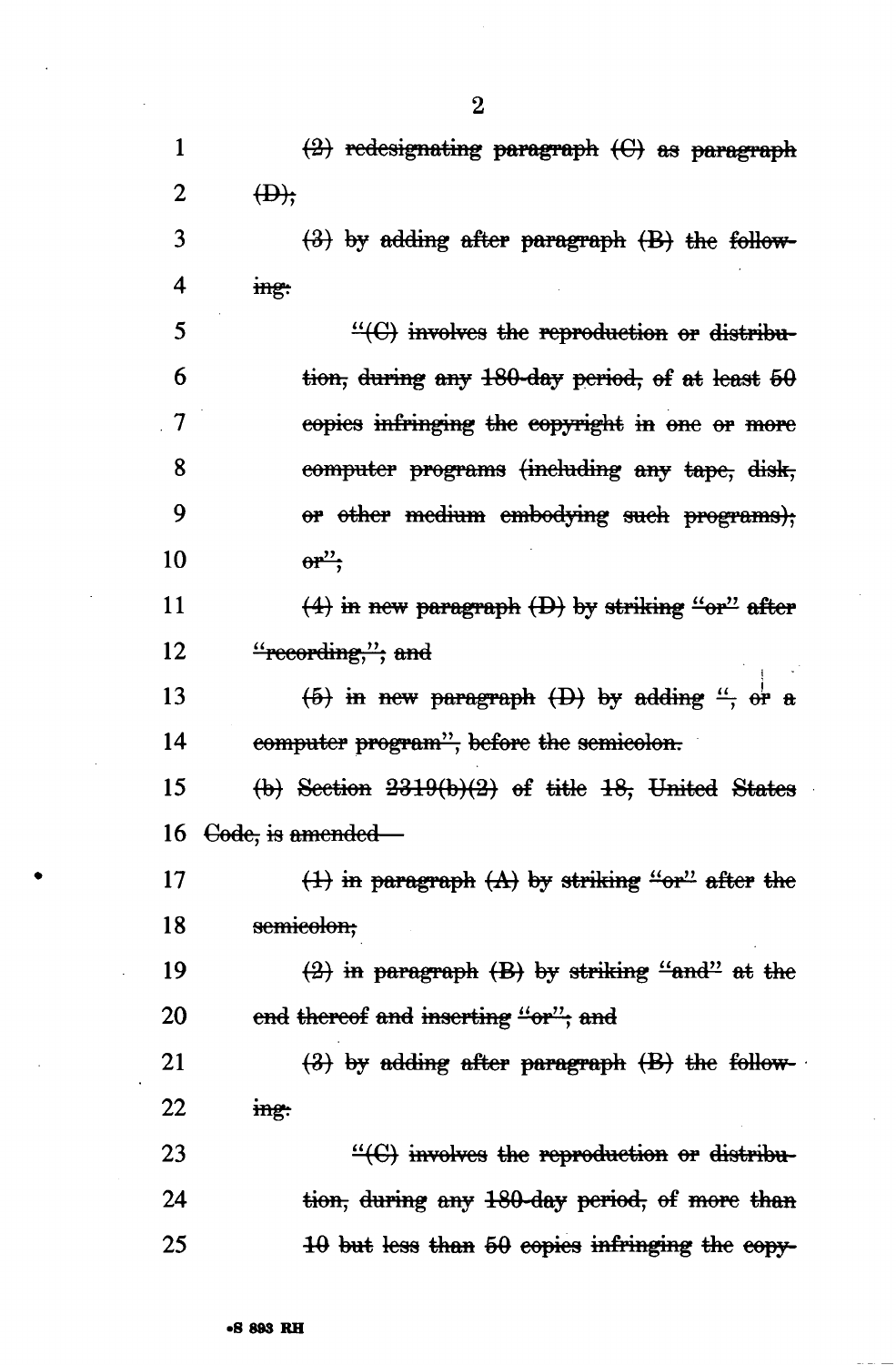(2) redesignating paragraph (C) as paragraph (D);

(3) by adding after paragraph (B) the following:

"(C) involves the reproduction or distribution, during any 180-day period, of at least 50 copies infringing the copyright in one or more computer programs (including any tape, disk, or other medium embodying such programs); or";

(4) in new paragraph (D) by striking "or" after "recording,"; and

(5) in new paragraph (D) by adding ", or a computer program", before the semicolon.

(b) Section 2319(b)(2) of title 18, United States Code, is amended—

(1) in paragraph (A) by striking "or" after the semicolon;

(2) in paragraph (B) by striking "and" at the end thereof and inserting "or"; and

(3) by adding after paragraph (B) the following:

"(C) involves the reproduction or distribution, during any 180-day period, of more than 10 but less than 50 copies infringing the copy-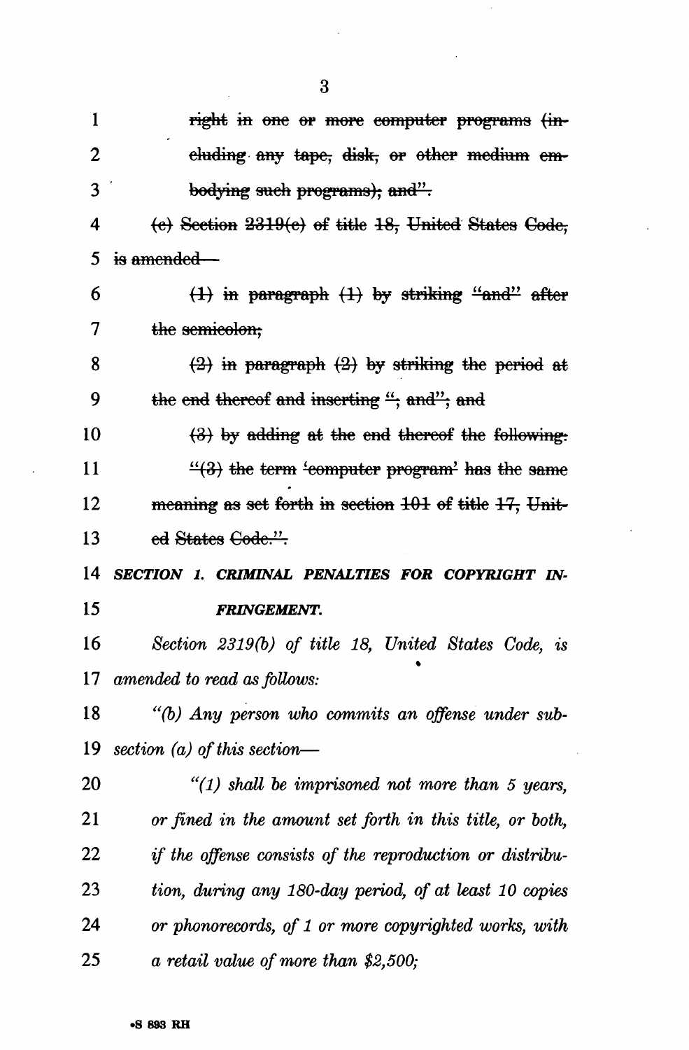~~right in one or more computer programs (including any tape, disk, or other medium embodying such programs); and".~~

~~(c) Section 2319(c) of title 18, United States Code, is amended—~~

~~(1) in paragraph (1) by striking "and" after the semicolon;~~

~~(2) in paragraph (2) by striking the period at the end thereof and inserting "; and"; and~~

~~(3) by adding at the end thereof the following:~~

~~"(3) the term 'computer program' has the same meaning as set forth in section 101 of title 17, United States Code.".~~

***SECTION 1. CRIMINAL PENALTIES FOR COPYRIGHT INFRINGEMENT.***

*Section 2319(b) of title 18, United States Code, is amended to read as follows:*

*"(b) Any person who commits an offense under subsection (a) of this section—*

*"(1) shall be imprisoned not more than 5 years, or fined in the amount set forth in this title, or both, if the offense consists of the reproduction or distribution, during any 180-day period, of at least 10 copies or phonorecords, of 1 or more copyrighted works, with a retail value of more than $2,500;*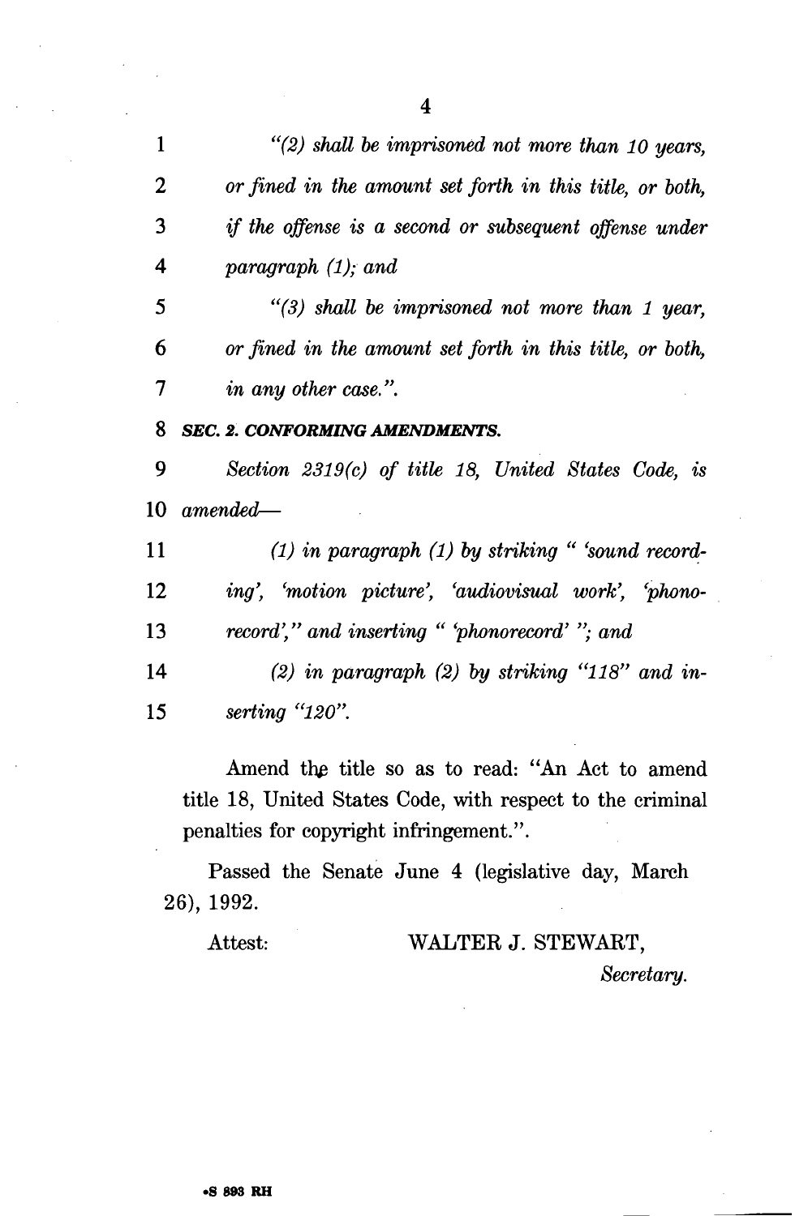*"(2) shall be imprisoned not more than 10 years, or fined in the amount set forth in this title, or both, if the offense is a second or subsequent offense under paragraph (1); and*

*"(3) shall be imprisoned not more than 1 year, or fined in the amount set forth in this title, or both, in any other case.".*

***SEC. 2. CONFORMING AMENDMENTS.***

*Section 2319(c) of title 18, United States Code, is amended—*

*(1) in paragraph (1) by striking " 'sound recording', 'motion picture', 'audiovisual work', 'phonorecord'," and inserting " 'phonorecord' "; and*

*(2) in paragraph (2) by striking "118" and inserting "120".*

Amend the title so as to read: "An Act to amend title 18, United States Code, with respect to the criminal penalties for copyright infringement.".

Passed the Senate June 4 (legislative day, March 26), 1992.

Attest: WALTER J. STEWART,

*Secretary.*

•S 893 RH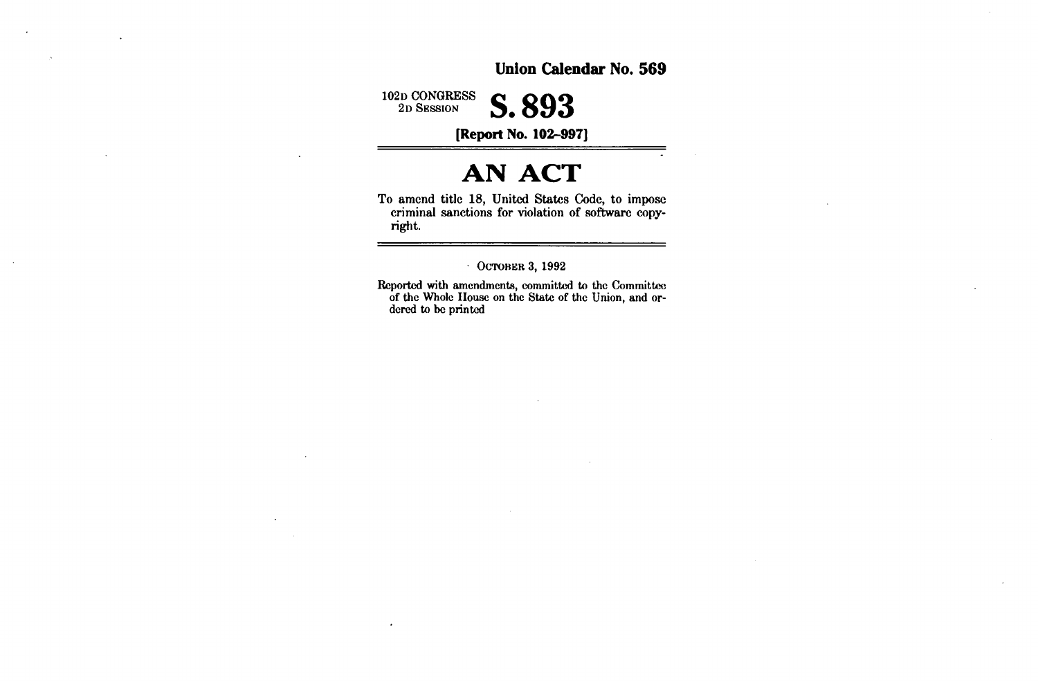**Union Calendar No. 569**

102D CONGRESS
2D SESSION

# S. 893

**[Report No. 102–997]**

---

# AN ACT

To amend title 18, United States Code, to impose criminal sanctions for violation of software copyright.

---

OCTOBER 3, 1992

Reported with amendments, committed to the Committee of the Whole House on the State of the Union, and ordered to be printed